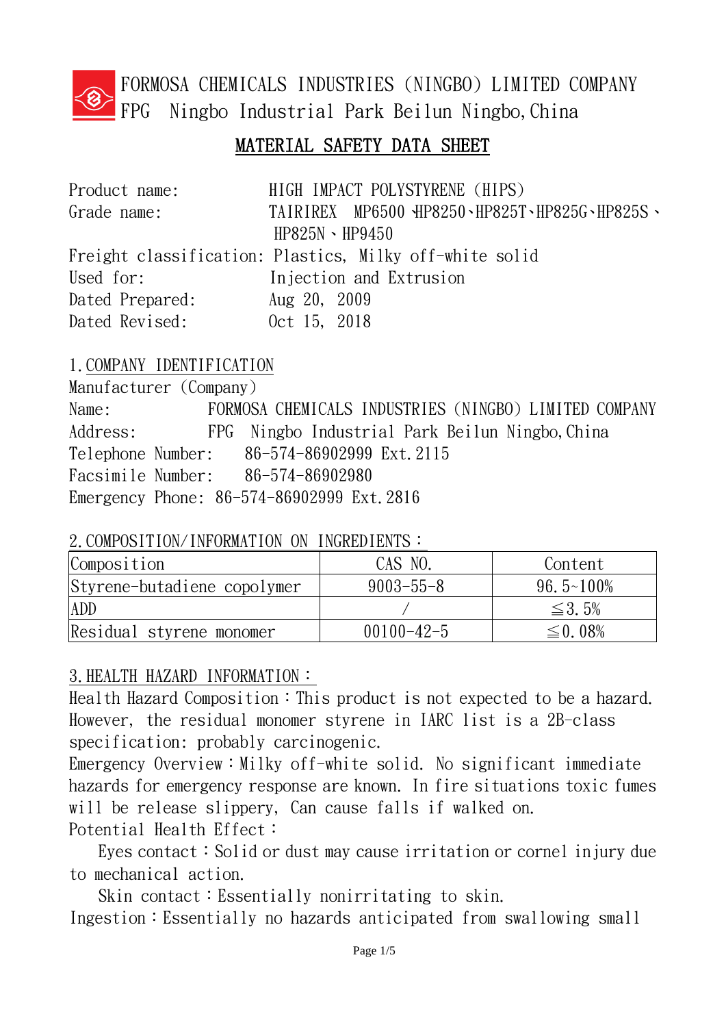FORMOSA CHEMICALS INDUSTRIES (NINGBO) LIMITED COMPANY
FPG Ningbo Industrial Park Beilun Ningbo, China

# MATERIAL SAFETY DATA SHEET

Product name: HIGH IMPACT POLYSTYRENE (HIPS)
Grade name: TAIRIREX MP6500、HP8250、HP825T、HP825G、HP825S、HP825N、HP9450
Freight classification: Plastics, Milky off-white solid
Used for: Injection and Extrusion
Dated Prepared: Aug 20, 2009
Dated Revised: Oct 15, 2018

## 1. COMPANY IDENTIFICATION

Manufacturer (Company)
Name: FORMOSA CHEMICALS INDUSTRIES (NINGBO) LIMITED COMPANY
Address: FPG Ningbo Industrial Park Beilun Ningbo, China
Telephone Number: 86-574-86902999 Ext.2115
Facsimile Number: 86-574-86902980
Emergency Phone: 86-574-86902999 Ext.2816

## 2. COMPOSITION/INFORMATION ON INGREDIENTS：

| Composition | CAS NO. | Content |
|---|---|---|
| Styrene-butadiene copolymer | 9003-55-8 | 96.5~100% |
| ADD | / | ≦3.5% |
| Residual styrene monomer | 00100-42-5 | ≦0.08% |

## 3. HEALTH HAZARD INFORMATION：

Health Hazard Composition：This product is not expected to be a hazard. However, the residual monomer styrene in IARC list is a 2B-class specification: probably carcinogenic.

Emergency Overview：Milky off-white solid. No significant immediate hazards for emergency response are known. In fire situations toxic fumes will be release slippery, Can cause falls if walked on.

Potential Health Effect：

Eyes contact：Solid or dust may cause irritation or cornel injury due to mechanical action.

Skin contact：Essentially nonirritating to skin.

Ingestion：Essentially no hazards anticipated from swallowing small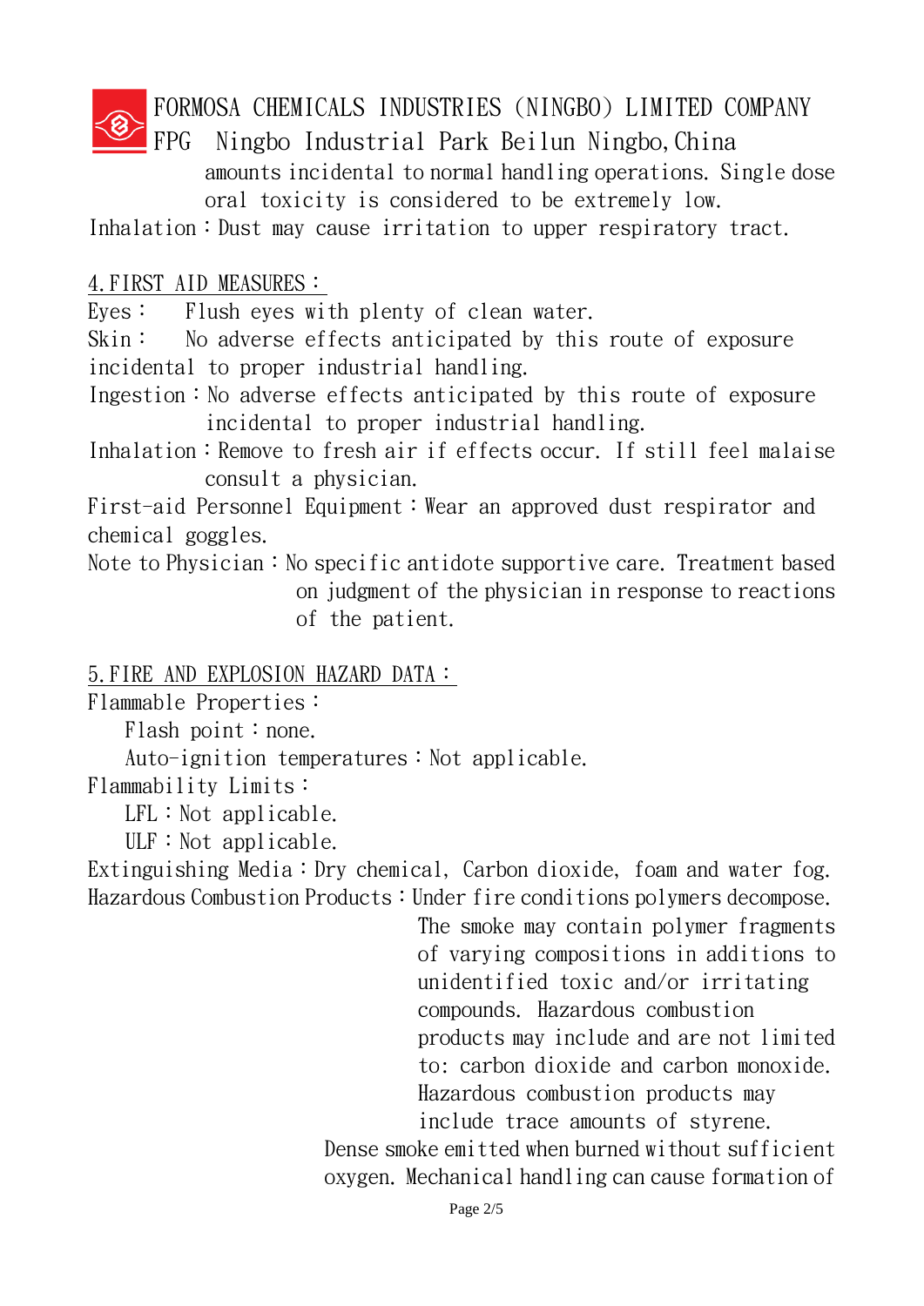amounts incidental to normal handling operations. Single dose oral toxicity is considered to be extremely low.

Inhalation：Dust may cause irritation to upper respiratory tract.

## 4.FIRST AID MEASURES：

Eyes： Flush eyes with plenty of clean water.

Skin： No adverse effects anticipated by this route of exposure incidental to proper industrial handling.

Ingestion：No adverse effects anticipated by this route of exposure incidental to proper industrial handling.

Inhalation：Remove to fresh air if effects occur. If still feel malaise consult a physician.

First-aid Personnel Equipment：Wear an approved dust respirator and chemical goggles.

Note to Physician：No specific antidote supportive care. Treatment based on judgment of the physician in response to reactions of the patient.

## 5.FIRE AND EXPLOSION HAZARD DATA：

Flammable Properties：

Flash point：none.

Auto-ignition temperatures：Not applicable.

Flammability Limits：

LFL：Not applicable.

ULF：Not applicable.

Extinguishing Media：Dry chemical, Carbon dioxide, foam and water fog.

Hazardous Combustion Products：Under fire conditions polymers decompose. The smoke may contain polymer fragments of varying compositions in additions to unidentified toxic and/or irritating compounds. Hazardous combustion products may include and are not limited to: carbon dioxide and carbon monoxide. Hazardous combustion products may include trace amounts of styrene.

Dense smoke emitted when burned without sufficient oxygen. Mechanical handling can cause formation of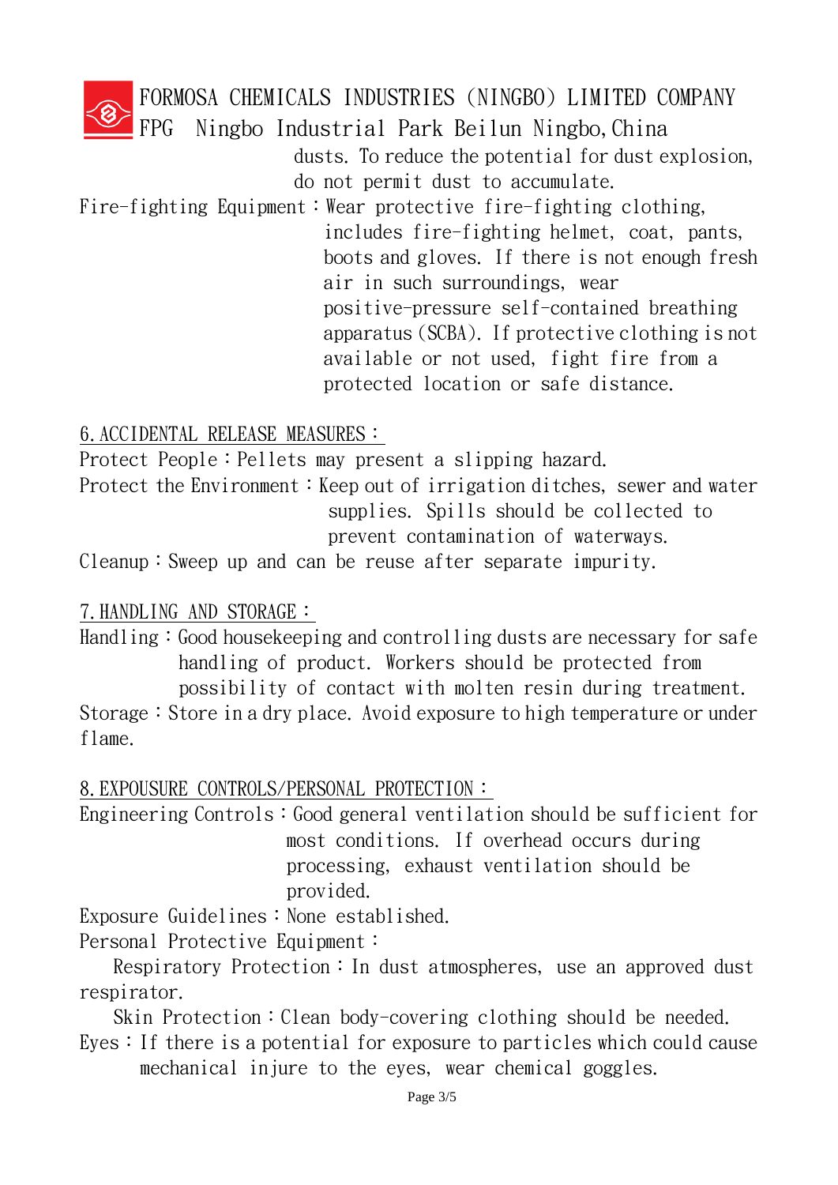dusts. To reduce the potential for dust explosion, do not permit dust to accumulate.

Fire-fighting Equipment：Wear protective fire-fighting clothing, includes fire-fighting helmet, coat, pants, boots and gloves. If there is not enough fresh air in such surroundings, wear positive-pressure self-contained breathing apparatus (SCBA). If protective clothing is not available or not used, fight fire from a protected location or safe distance.

## 6.ACCIDENTAL RELEASE MEASURES：

Protect People：Pellets may present a slipping hazard.

Protect the Environment：Keep out of irrigation ditches, sewer and water supplies. Spills should be collected to prevent contamination of waterways.

Cleanup：Sweep up and can be reuse after separate impurity.

## 7.HANDLING AND STORAGE：

Handling：Good housekeeping and controlling dusts are necessary for safe handling of product. Workers should be protected from possibility of contact with molten resin during treatment.

Storage：Store in a dry place. Avoid exposure to high temperature or under flame.

## 8.EXPOUSURE CONTROLS/PERSONAL PROTECTION：

Engineering Controls：Good general ventilation should be sufficient for most conditions. If overhead occurs during processing, exhaust ventilation should be provided.

Exposure Guidelines：None established.

Personal Protective Equipment：

Respiratory Protection：In dust atmospheres, use an approved dust respirator.

Skin Protection：Clean body-covering clothing should be needed.

Eyes：If there is a potential for exposure to particles which could cause mechanical injure to the eyes, wear chemical goggles.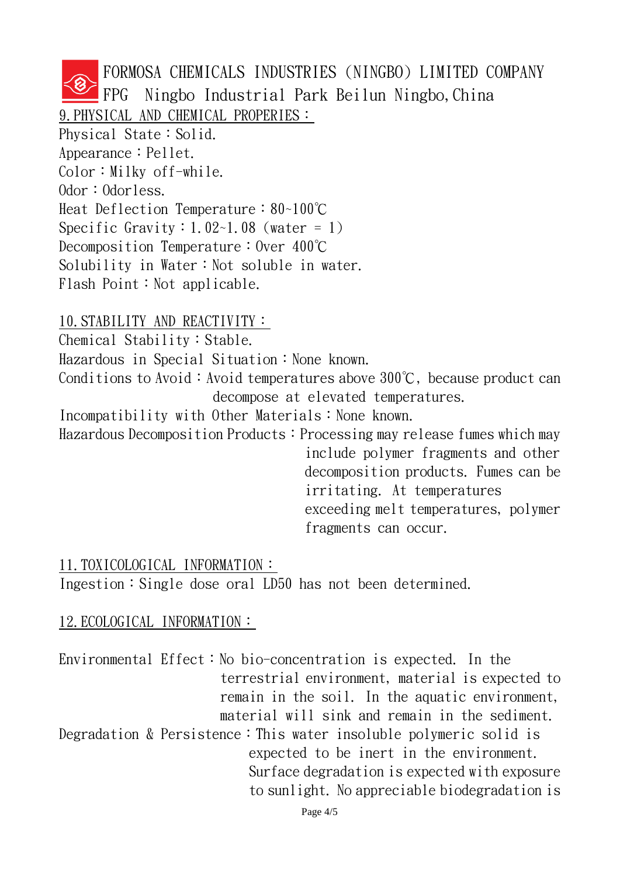FORMOSA CHEMICALS INDUSTRIES (NINGBO) LIMITED COMPANY
FPG Ningbo Industrial Park Beilun Ningbo, China

## 9. PHYSICAL AND CHEMICAL PROPERIES：

Physical State：Solid.
Appearance：Pellet.
Color：Milky off-while.
Odor：Odorless.
Heat Deflection Temperature：80~100℃
Specific Gravity：1.02~1.08 (water = 1)
Decomposition Temperature：Over 400℃
Solubility in Water：Not soluble in water.
Flash Point：Not applicable.

## 10. STABILITY AND REACTIVITY：

Chemical Stability：Stable.
Hazardous in Special Situation：None known.
Conditions to Avoid：Avoid temperatures above 300℃, because product can decompose at elevated temperatures.
Incompatibility with Other Materials：None known.
Hazardous Decomposition Products：Processing may release fumes which may include polymer fragments and other decomposition products. Fumes can be irritating. At temperatures exceeding melt temperatures, polymer fragments can occur.

## 11. TOXICOLOGICAL INFORMATION：

Ingestion：Single dose oral LD50 has not been determined.

## 12. ECOLOGICAL INFORMATION：

Environmental Effect：No bio-concentration is expected. In the terrestrial environment, material is expected to remain in the soil. In the aquatic environment, material will sink and remain in the sediment.
Degradation & Persistence：This water insoluble polymeric solid is expected to be inert in the environment. Surface degradation is expected with exposure to sunlight. No appreciable biodegradation is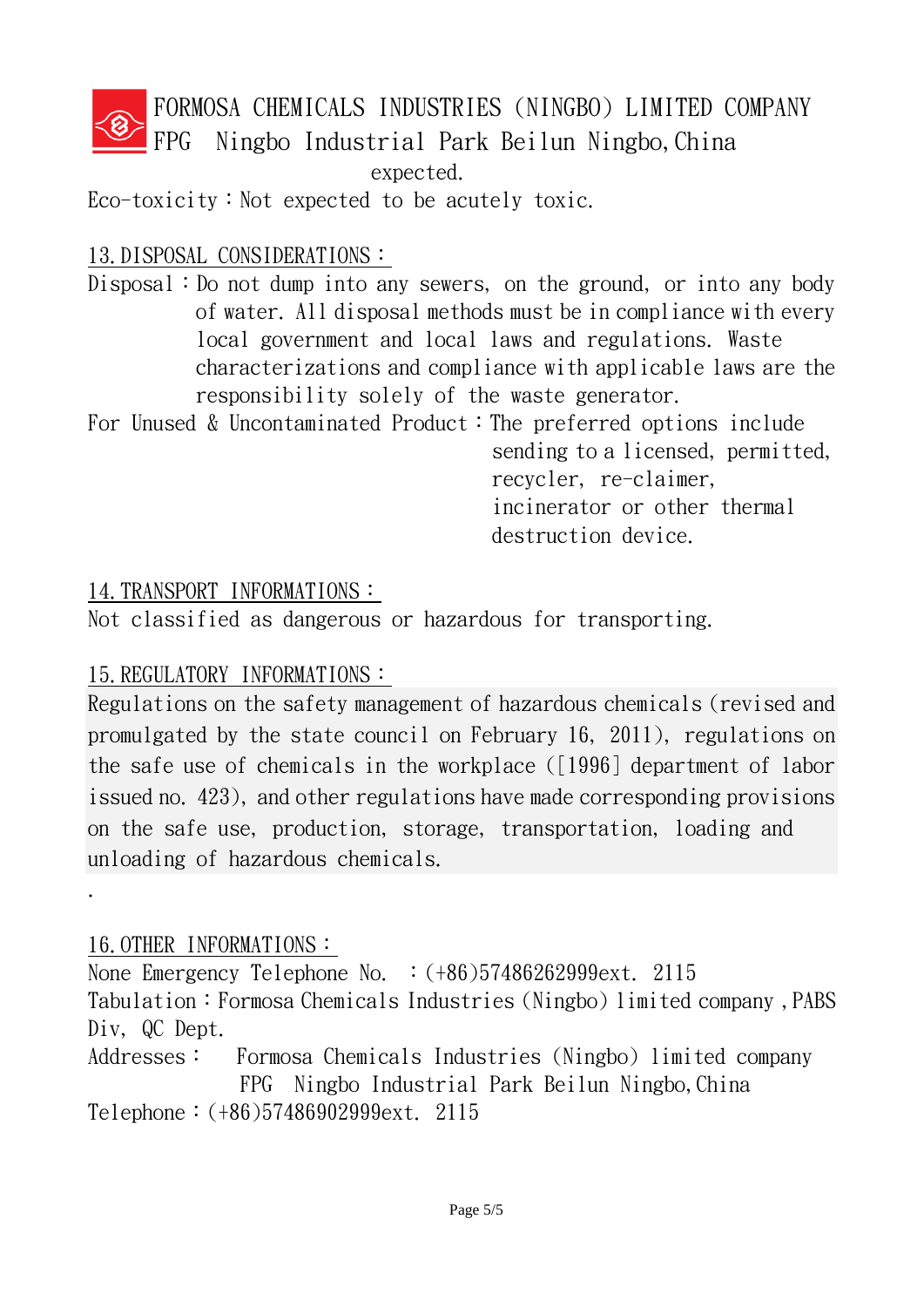expected.

Eco-toxicity：Not expected to be acutely toxic.

## 13.DISPOSAL CONSIDERATIONS：

Disposal：Do not dump into any sewers, on the ground, or into any body of water. All disposal methods must be in compliance with every local government and local laws and regulations. Waste characterizations and compliance with applicable laws are the responsibility solely of the waste generator.

For Unused & Uncontaminated Product：The preferred options include sending to a licensed, permitted, recycler, re-claimer, incinerator or other thermal destruction device.

## 14.TRANSPORT INFORMATIONS：

Not classified as dangerous or hazardous for transporting.

## 15.REGULATORY INFORMATIONS：

Regulations on the safety management of hazardous chemicals (revised and promulgated by the state council on February 16, 2011), regulations on the safe use of chemicals in the workplace ([1996] department of labor issued no. 423), and other regulations have made corresponding provisions on the safe use, production, storage, transportation, loading and unloading of hazardous chemicals.

.

## 16.OTHER INFORMATIONS：

None Emergency Telephone No. ：(+86)57486262999ext. 2115

Tabulation：Formosa Chemicals Industries (Ningbo) limited company ,PABS Div, QC Dept.

Addresses： Formosa Chemicals Industries (Ningbo) limited company
FPG Ningbo Industrial Park Beilun Ningbo,China

Telephone：(+86)57486902999ext. 2115